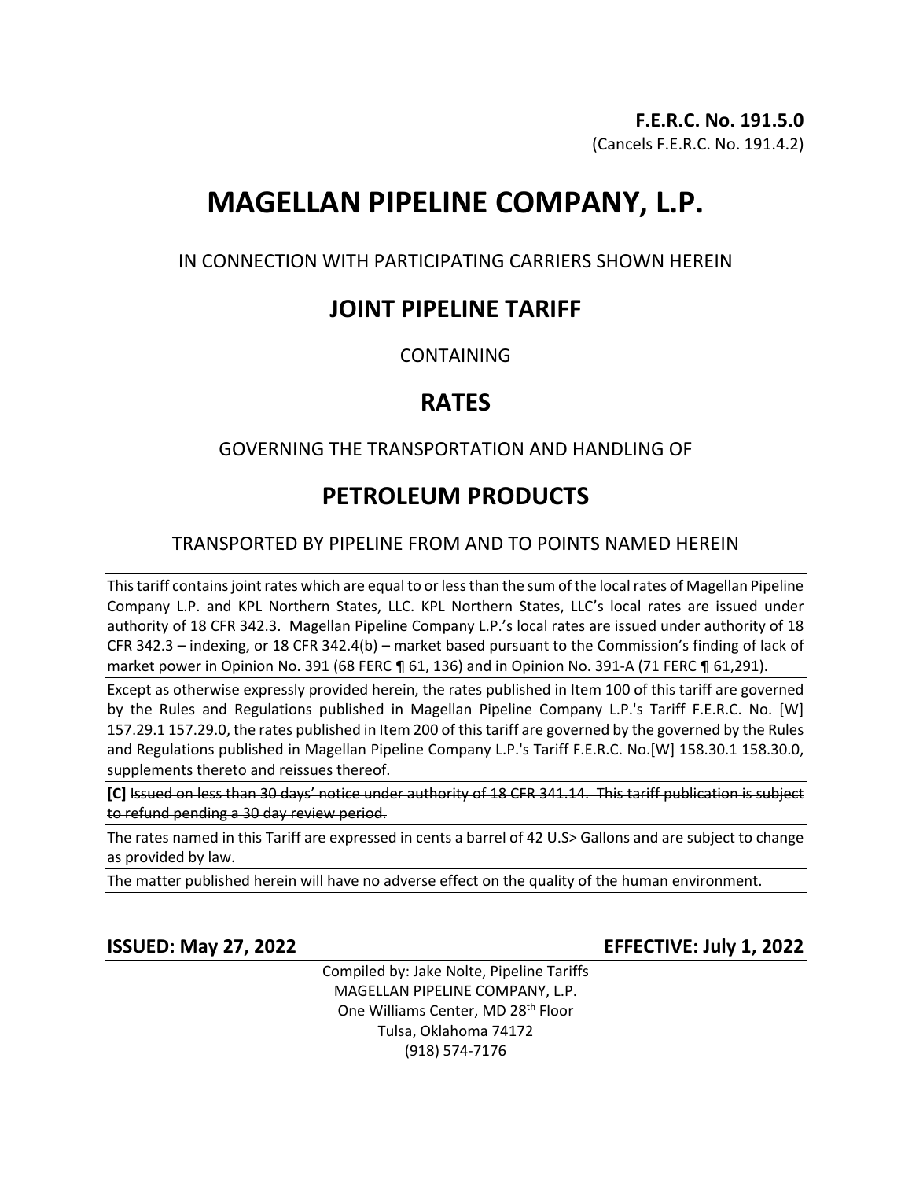**F.E.R.C. No. 191.5.0**
(Cancels F.E.R.C. No. 191.4.2)

# MAGELLAN PIPELINE COMPANY, L.P.

IN CONNECTION WITH PARTICIPATING CARRIERS SHOWN HEREIN

## JOINT PIPELINE TARIFF

CONTAINING

## RATES

GOVERNING THE TRANSPORTATION AND HANDLING OF

## PETROLEUM PRODUCTS

TRANSPORTED BY PIPELINE FROM AND TO POINTS NAMED HEREIN

---

This tariff contains joint rates which are equal to or less than the sum of the local rates of Magellan Pipeline Company L.P. and KPL Northern States, LLC. KPL Northern States, LLC's local rates are issued under authority of 18 CFR 342.3. Magellan Pipeline Company L.P.'s local rates are issued under authority of 18 CFR 342.3 – indexing, or 18 CFR 342.4(b) – market based pursuant to the Commission's finding of lack of market power in Opinion No. 391 (68 FERC ¶ 61, 136) and in Opinion No. 391-A (71 FERC ¶ 61,291).

---

Except as otherwise expressly provided herein, the rates published in Item 100 of this tariff are governed by the Rules and Regulations published in Magellan Pipeline Company L.P.'s Tariff F.E.R.C. No. [W] 157.29.1 157.29.0, the rates published in Item 200 of this tariff are governed by the governed by the Rules and Regulations published in Magellan Pipeline Company L.P.'s Tariff F.E.R.C. No.[W] 158.30.1 158.30.0, supplements thereto and reissues thereof.

---

**[C]** ~~Issued on less than 30 days' notice under authority of 18 CFR 341.14. This tariff publication is subject to refund pending a 30 day review period.~~

---

The rates named in this Tariff are expressed in cents a barrel of 42 U.S> Gallons and are subject to change as provided by law.

---

The matter published herein will have no adverse effect on the quality of the human environment.

---

**ISSUED: May 27, 2022** **EFFECTIVE: July 1, 2022**

Compiled by: Jake Nolte, Pipeline Tariffs
MAGELLAN PIPELINE COMPANY, L.P.
One Williams Center, MD 28th Floor
Tulsa, Oklahoma 74172
(918) 574-7176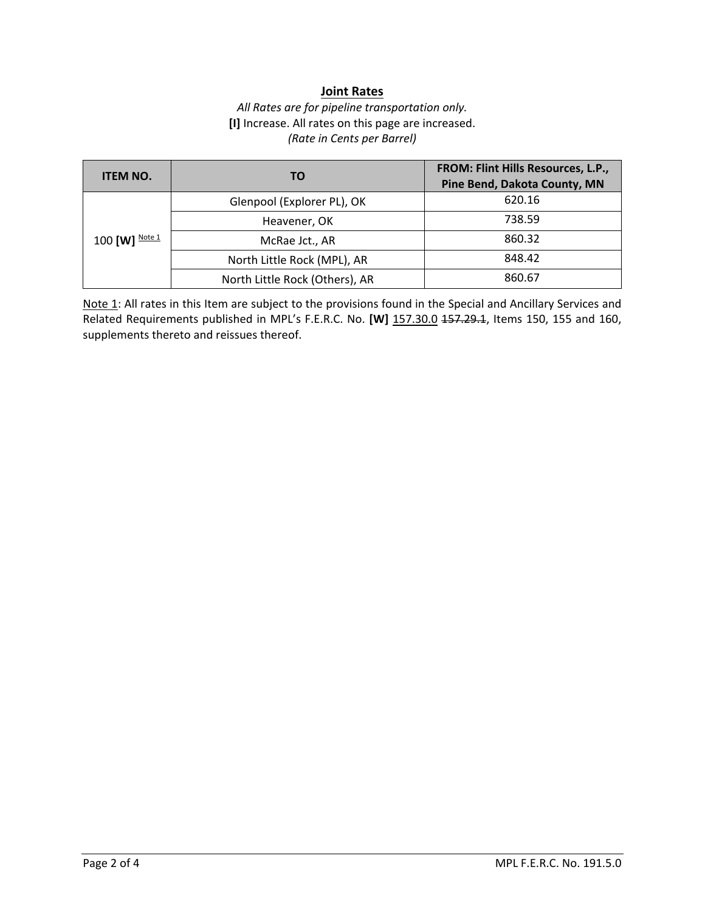## Joint Rates

*All Rates are for pipeline transportation only.*
**[I]** Increase. All rates on this page are increased.
*(Rate in Cents per Barrel)*

| ITEM NO. | TO | FROM: Flint Hills Resources, L.P., Pine Bend, Dakota County, MN |
|---|---|---|
| 100 **[W]** Note 1 | Glenpool (Explorer PL), OK | 620.16 |
| | Heavener, OK | 738.59 |
| | McRae Jct., AR | 860.32 |
| | North Little Rock (MPL), AR | 848.42 |
| | North Little Rock (Others), AR | 860.67 |

Note 1: All rates in this Item are subject to the provisions found in the Special and Ancillary Services and Related Requirements published in MPL's F.E.R.C. No. **[W]** 157.30.0 ~~157.29.1~~, Items 150, 155 and 160, supplements thereto and reissues thereof.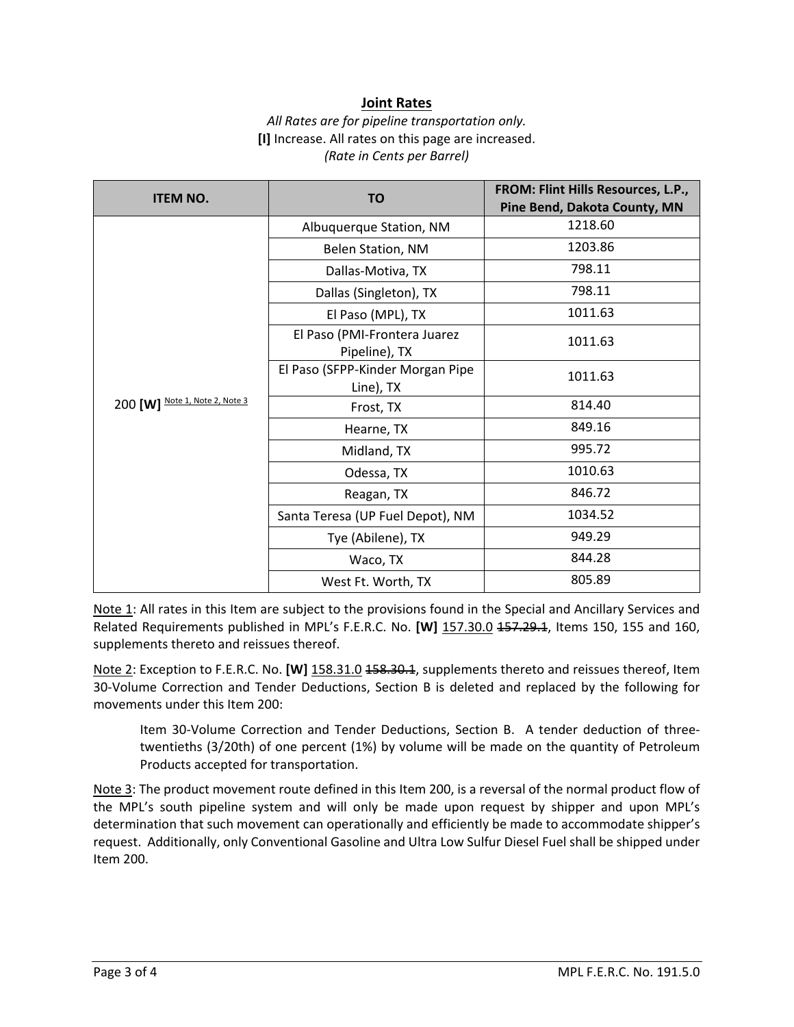## Joint Rates

*All Rates are for pipeline transportation only.*
**[I]** Increase. All rates on this page are increased.
*(Rate in Cents per Barrel)*

| ITEM NO. | TO | FROM: Flint Hills Resources, L.P., Pine Bend, Dakota County, MN |
|---|---|---|
| 200 **[W]** Note 1, Note 2, Note 3 | Albuquerque Station, NM | 1218.60 |
| | Belen Station, NM | 1203.86 |
| | Dallas-Motiva, TX | 798.11 |
| | Dallas (Singleton), TX | 798.11 |
| | El Paso (MPL), TX | 1011.63 |
| | El Paso (PMI-Frontera Juarez Pipeline), TX | 1011.63 |
| | El Paso (SFPP-Kinder Morgan Pipe Line), TX | 1011.63 |
| | Frost, TX | 814.40 |
| | Hearne, TX | 849.16 |
| | Midland, TX | 995.72 |
| | Odessa, TX | 1010.63 |
| | Reagan, TX | 846.72 |
| | Santa Teresa (UP Fuel Depot), NM | 1034.52 |
| | Tye (Abilene), TX | 949.29 |
| | Waco, TX | 844.28 |
| | West Ft. Worth, TX | 805.89 |

Note 1: All rates in this Item are subject to the provisions found in the Special and Ancillary Services and Related Requirements published in MPL's F.E.R.C. No. **[W]** 157.30.0 ~~157.29.1~~, Items 150, 155 and 160, supplements thereto and reissues thereof.

Note 2: Exception to F.E.R.C. No. **[W]** 158.31.0 ~~158.30.1~~, supplements thereto and reissues thereof, Item 30-Volume Correction and Tender Deductions, Section B is deleted and replaced by the following for movements under this Item 200:

> Item 30-Volume Correction and Tender Deductions, Section B. A tender deduction of three-twentieths (3/20th) of one percent (1%) by volume will be made on the quantity of Petroleum Products accepted for transportation.

Note 3: The product movement route defined in this Item 200, is a reversal of the normal product flow of the MPL's south pipeline system and will only be made upon request by shipper and upon MPL's determination that such movement can operationally and efficiently be made to accommodate shipper's request. Additionally, only Conventional Gasoline and Ultra Low Sulfur Diesel Fuel shall be shipped under Item 200.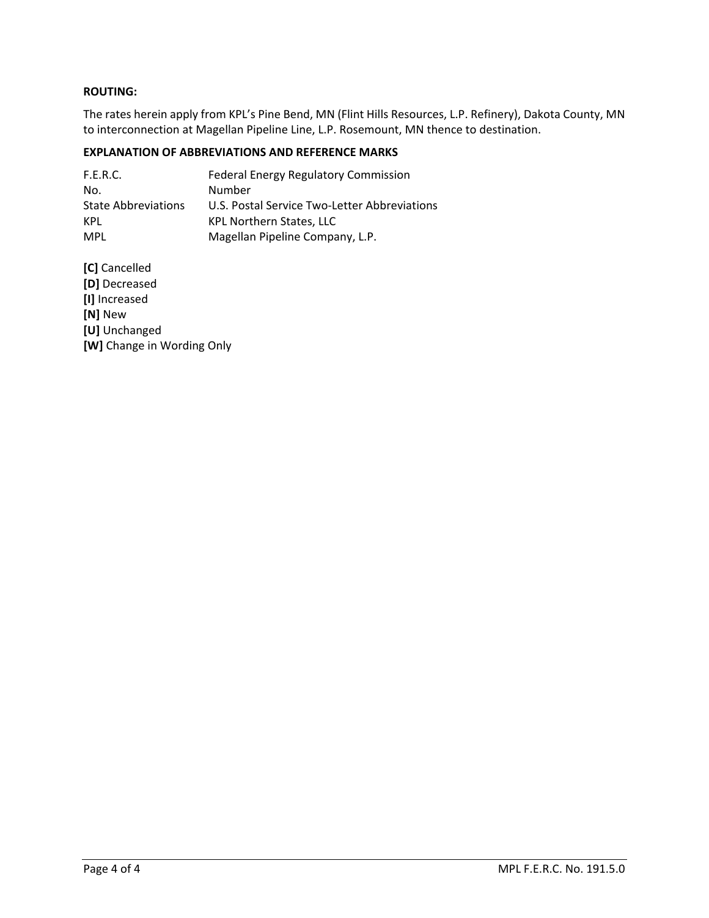**ROUTING:**

The rates herein apply from KPL's Pine Bend, MN (Flint Hills Resources, L.P. Refinery), Dakota County, MN to interconnection at Magellan Pipeline Line, L.P. Rosemount, MN thence to destination.

**EXPLANATION OF ABBREVIATIONS AND REFERENCE MARKS**

| | |
|---|---|
| F.E.R.C. | Federal Energy Regulatory Commission |
| No. | Number |
| State Abbreviations | U.S. Postal Service Two-Letter Abbreviations |
| KPL | KPL Northern States, LLC |
| MPL | Magellan Pipeline Company, L.P. |

**[C]** Cancelled
**[D]** Decreased
**[I]** Increased
**[N]** New
**[U]** Unchanged
**[W]** Change in Wording Only